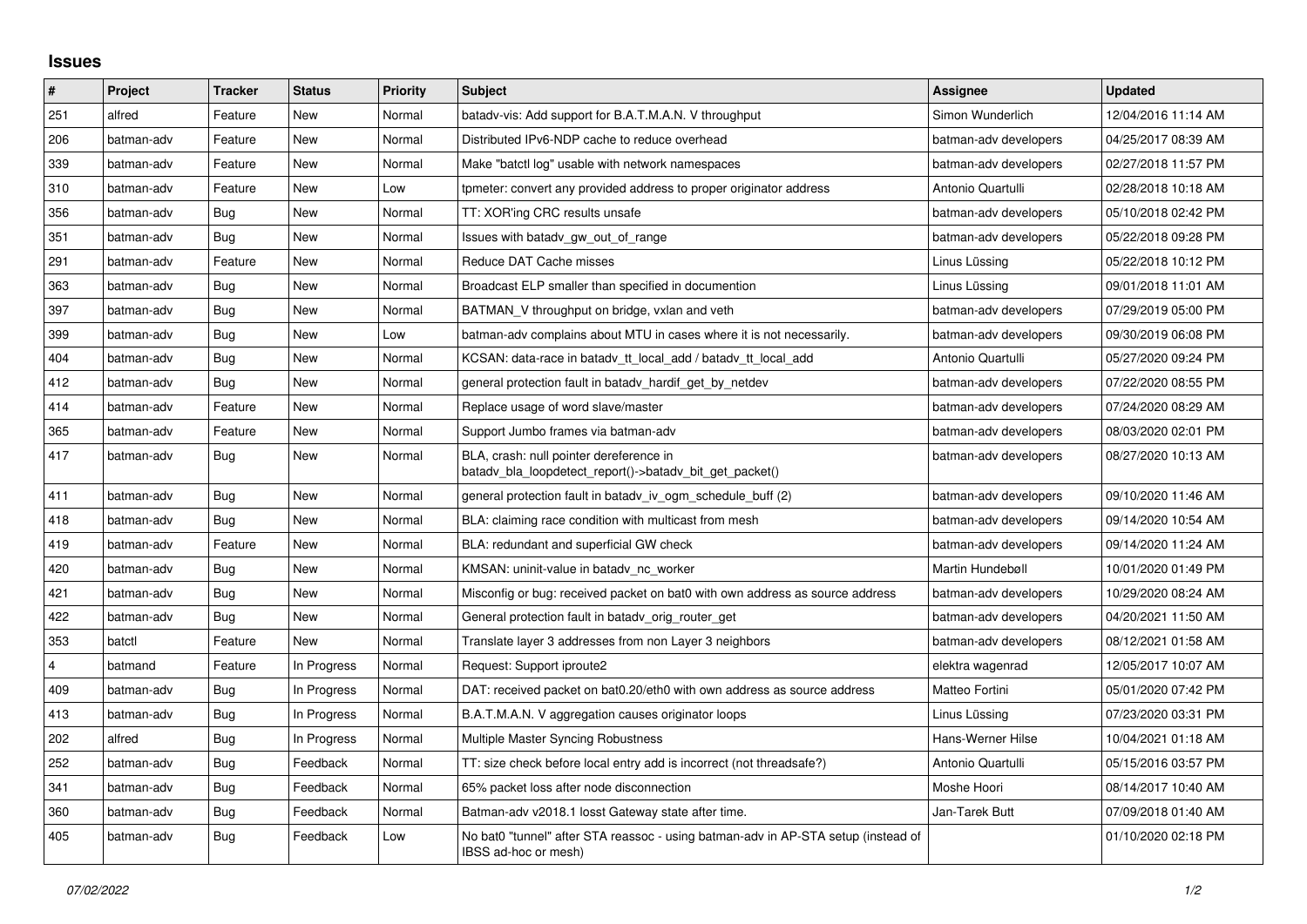# Issues

| # | Project | Tracker | Status | Priority | Subject | Assignee | Updated |
|---|---|---|---|---|---|---|---|
| 251 | alfred | Feature | New | Normal | batadv-vis: Add support for B.A.T.M.A.N. V throughput | Simon Wunderlich | 12/04/2016 11:14 AM |
| 206 | batman-adv | Feature | New | Normal | Distributed IPv6-NDP cache to reduce overhead | batman-adv developers | 04/25/2017 08:39 AM |
| 339 | batman-adv | Feature | New | Normal | Make "batctl log" usable with network namespaces | batman-adv developers | 02/27/2018 11:57 PM |
| 310 | batman-adv | Feature | New | Low | tpmeter: convert any provided address to proper originator address | Antonio Quartulli | 02/28/2018 10:18 AM |
| 356 | batman-adv | Bug | New | Normal | TT: XOR'ing CRC results unsafe | batman-adv developers | 05/10/2018 02:42 PM |
| 351 | batman-adv | Bug | New | Normal | Issues with batadv_gw_out_of_range | batman-adv developers | 05/22/2018 09:28 PM |
| 291 | batman-adv | Feature | New | Normal | Reduce DAT Cache misses | Linus Lüssing | 05/22/2018 10:12 PM |
| 363 | batman-adv | Bug | New | Normal | Broadcast ELP smaller than specified in documention | Linus Lüssing | 09/01/2018 11:01 AM |
| 397 | batman-adv | Bug | New | Normal | BATMAN_V throughput on bridge, vxlan and veth | batman-adv developers | 07/29/2019 05:00 PM |
| 399 | batman-adv | Bug | New | Low | batman-adv complains about MTU in cases where it is not necessarily. | batman-adv developers | 09/30/2019 06:08 PM |
| 404 | batman-adv | Bug | New | Normal | KCSAN: data-race in batadv_tt_local_add / batadv_tt_local_add | Antonio Quartulli | 05/27/2020 09:24 PM |
| 412 | batman-adv | Bug | New | Normal | general protection fault in batadv_hardif_get_by_netdev | batman-adv developers | 07/22/2020 08:55 PM |
| 414 | batman-adv | Feature | New | Normal | Replace usage of word slave/master | batman-adv developers | 07/24/2020 08:29 AM |
| 365 | batman-adv | Feature | New | Normal | Support Jumbo frames via batman-adv | batman-adv developers | 08/03/2020 02:01 PM |
| 417 | batman-adv | Bug | New | Normal | BLA, crash: null pointer dereference in batadv_bla_loopdetect_report()->batadv_bit_get_packet() | batman-adv developers | 08/27/2020 10:13 AM |
| 411 | batman-adv | Bug | New | Normal | general protection fault in batadv_iv_ogm_schedule_buff (2) | batman-adv developers | 09/10/2020 11:46 AM |
| 418 | batman-adv | Bug | New | Normal | BLA: claiming race condition with multicast from mesh | batman-adv developers | 09/14/2020 10:54 AM |
| 419 | batman-adv | Feature | New | Normal | BLA: redundant and superficial GW check | batman-adv developers | 09/14/2020 11:24 AM |
| 420 | batman-adv | Bug | New | Normal | KMSAN: uninit-value in batadv_nc_worker | Martin Hundebøll | 10/01/2020 01:49 PM |
| 421 | batman-adv | Bug | New | Normal | Misconfig or bug: received packet on bat0 with own address as source address | batman-adv developers | 10/29/2020 08:24 AM |
| 422 | batman-adv | Bug | New | Normal | General protection fault in batadv_orig_router_get | batman-adv developers | 04/20/2021 11:50 AM |
| 353 | batctl | Feature | New | Normal | Translate layer 3 addresses from non Layer 3 neighbors | batman-adv developers | 08/12/2021 01:58 AM |
| 4 | batmand | Feature | In Progress | Normal | Request: Support iproute2 | elektra wagenrad | 12/05/2017 10:07 AM |
| 409 | batman-adv | Bug | In Progress | Normal | DAT: received packet on bat0.20/eth0 with own address as source address | Matteo Fortini | 05/01/2020 07:42 PM |
| 413 | batman-adv | Bug | In Progress | Normal | B.A.T.M.A.N. V aggregation causes originator loops | Linus Lüssing | 07/23/2020 03:31 PM |
| 202 | alfred | Bug | In Progress | Normal | Multiple Master Syncing Robustness | Hans-Werner Hilse | 10/04/2021 01:18 AM |
| 252 | batman-adv | Bug | Feedback | Normal | TT: size check before local entry add is incorrect (not threadsafe?) | Antonio Quartulli | 05/15/2016 03:57 PM |
| 341 | batman-adv | Bug | Feedback | Normal | 65% packet loss after node disconnection | Moshe Hoori | 08/14/2017 10:40 AM |
| 360 | batman-adv | Bug | Feedback | Normal | Batman-adv v2018.1 losst Gateway state after time. | Jan-Tarek Butt | 07/09/2018 01:40 AM |
| 405 | batman-adv | Bug | Feedback | Low | No bat0 "tunnel" after STA reassoc - using batman-adv in AP-STA setup (instead of IBSS ad-hoc or mesh) | | 01/10/2020 02:18 PM |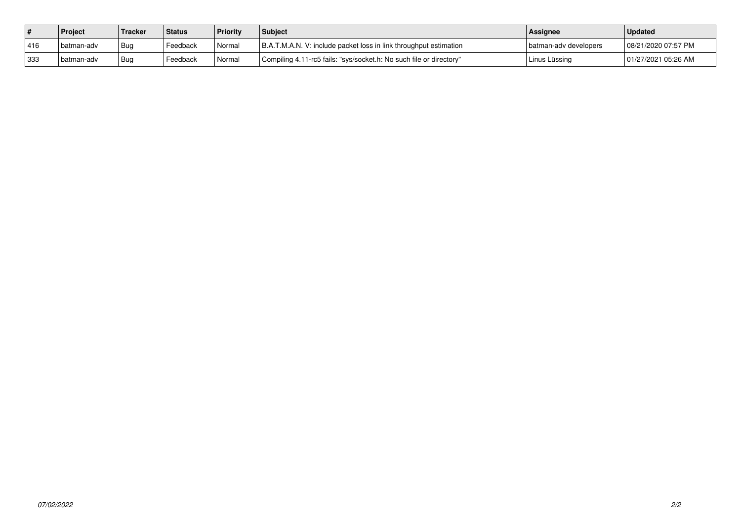| # | Project | Tracker | Status | Priority | Subject | Assignee | Updated |
|---|---|---|---|---|---|---|---|
| 416 | batman-adv | Bug | Feedback | Normal | B.A.T.M.A.N. V: include packet loss in link throughput estimation | batman-adv developers | 08/21/2020 07:57 PM |
| 333 | batman-adv | Bug | Feedback | Normal | Compiling 4.11-rc5 fails: "sys/socket.h: No such file or directory" | Linus Lüssing | 01/27/2021 05:26 AM |